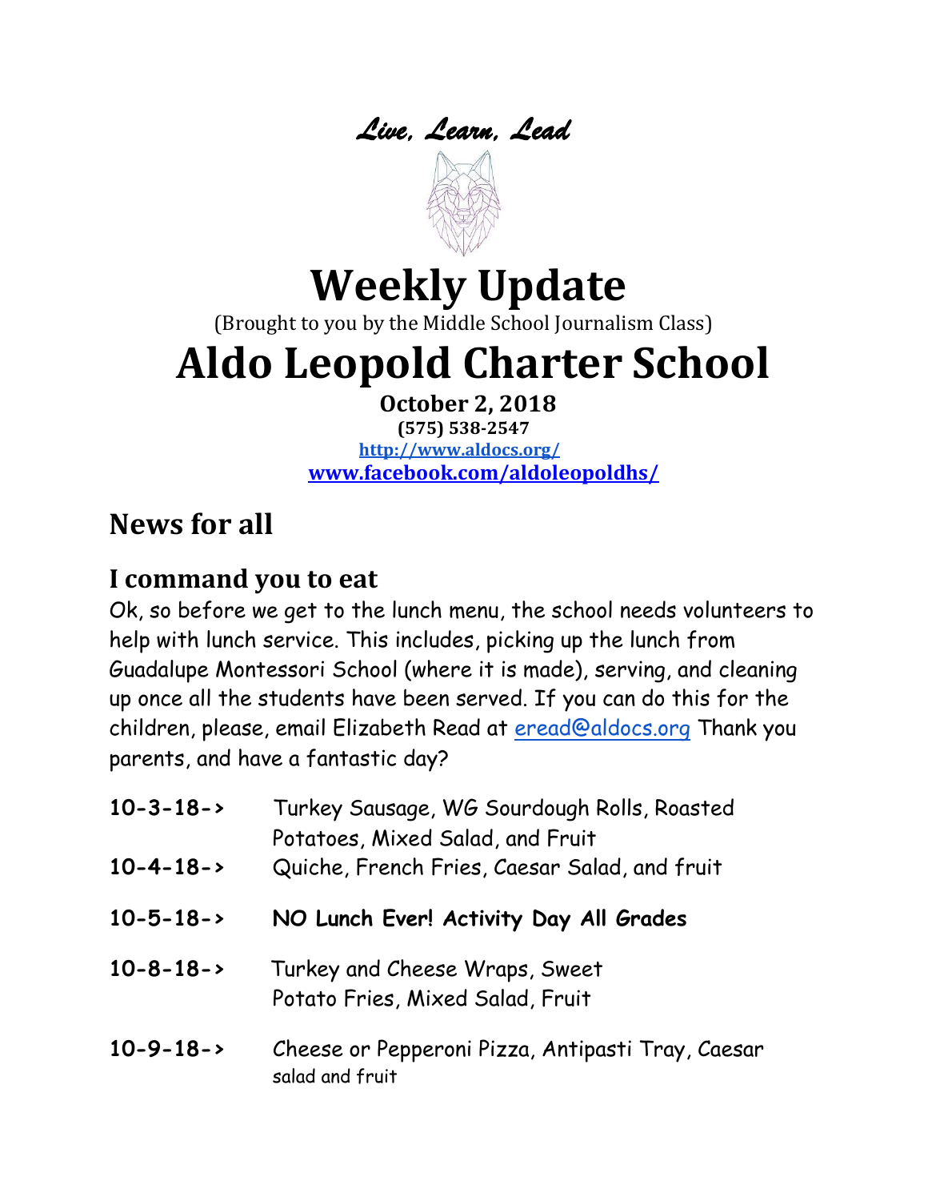*Live, Learn, Lead*

# Weekly Update

(Brought to you by the Middle School Journalism Class)

# Aldo Leopold Charter School

**October 2, 2018**

**(575) 538-2547**

**http://www.aldocs.org/**

**www.facebook.com/aldoleopoldhs/**

## News for all

### I command you to eat

Ok, so before we get to the lunch menu, the school needs volunteers to help with lunch service. This includes, picking up the lunch from Guadalupe Montessori School (where it is made), serving, and cleaning up once all the students have been served. If you can do this for the children, please, email Elizabeth Read at eread@aldocs.org Thank you parents, and have a fantastic day?

**10-3-18->** Turkey Sausage, WG Sourdough Rolls, Roasted Potatoes, Mixed Salad, and Fruit

**10-4-18->** Quiche, French Fries, Caesar Salad, and fruit

**10-5-18->** **NO Lunch Ever! Activity Day All Grades**

**10-8-18->** Turkey and Cheese Wraps, Sweet Potato Fries, Mixed Salad, Fruit

**10-9-18->** Cheese or Pepperoni Pizza, Antipasti Tray, Caesar salad and fruit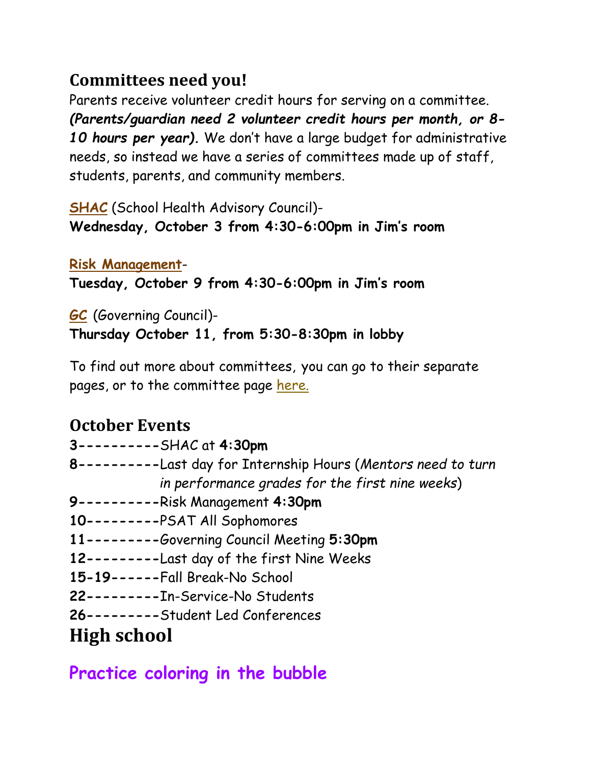## Committees need you!

Parents receive volunteer credit hours for serving on a committee. ***(Parents/guardian need 2 volunteer credit hours per month, or 8-10 hours per year).*** We don't have a large budget for administrative needs, so instead we have a series of committees made up of staff, students, parents, and community members.

**SHAC** (School Health Advisory Council)-
**Wednesday, October 3 from 4:30-6:00pm in Jim's room**

**Risk Management**-
**Tuesday, October 9 from 4:30-6:00pm in Jim's room**

***GC*** (Governing Council)-
**Thursday October 11, from 5:30-8:30pm in lobby**

To find out more about committees, you can go to their separate pages, or to the committee page here.

## October Events

**3----------**SHAC at **4:30pm**
**8----------**Last day for Internship Hours (*Mentors need to turn in performance grades for the first nine weeks*)
**9----------**Risk Management **4:30pm**
**10---------**PSAT All Sophomores
**11---------**Governing Council Meeting **5:30pm**
**12---------**Last day of the first Nine Weeks
**15-19------**Fall Break-No School
**22---------**In-Service-No Students
**26---------**Student Led Conferences

# High school

## Practice coloring in the bubble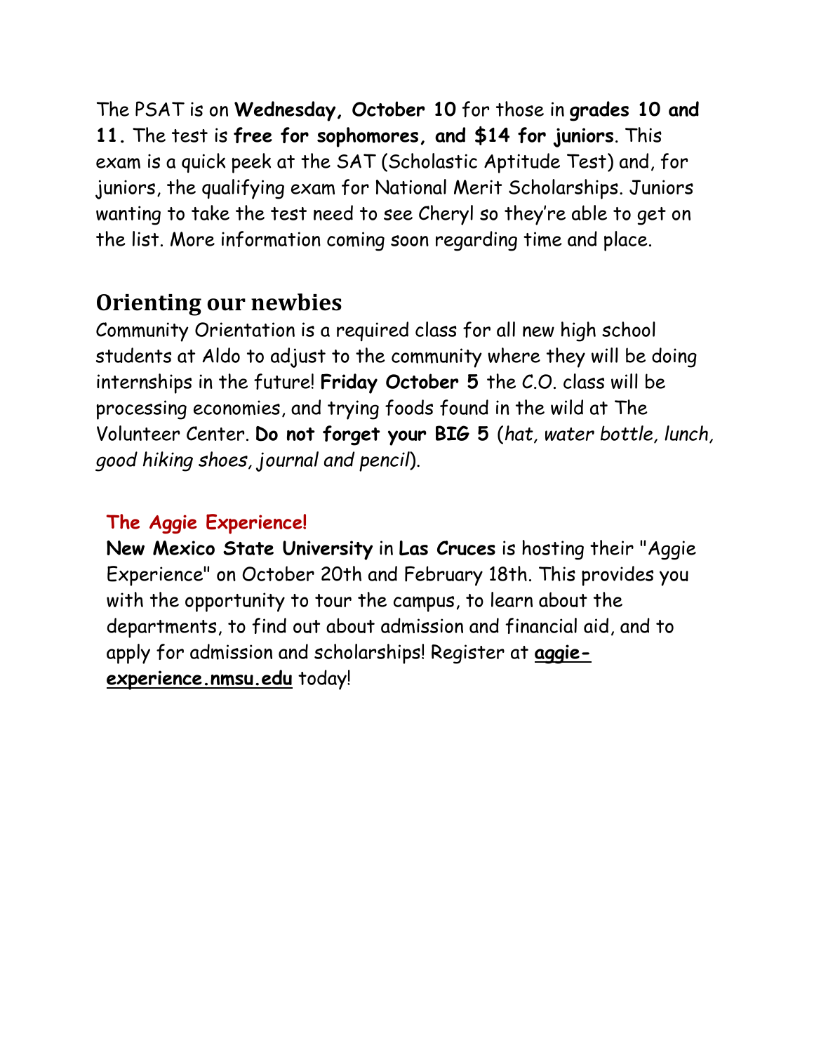The PSAT is on **Wednesday, October 10** for those in **grades 10 and 11.** The test is **free for sophomores, and $14 for juniors**. This exam is a quick peek at the SAT (Scholastic Aptitude Test) and, for juniors, the qualifying exam for National Merit Scholarships. Juniors wanting to take the test need to see Cheryl so they're able to get on the list. More information coming soon regarding time and place.

## Orienting our newbies

Community Orientation is a required class for all new high school students at Aldo to adjust to the community where they will be doing internships in the future! **Friday October 5** the C.O. class will be processing economies, and trying foods found in the wild at The Volunteer Center. **Do not forget your BIG 5** (*hat, water bottle, lunch, good hiking shoes, journal and pencil*).

### The Aggie Experience!

**New Mexico State University** in **Las Cruces** is hosting their "Aggie Experience" on October 20th and February 18th. This provides you with the opportunity to tour the campus, to learn about the departments, to find out about admission and financial aid, and to apply for admission and scholarships! Register at **aggie-experience.nmsu.edu** today!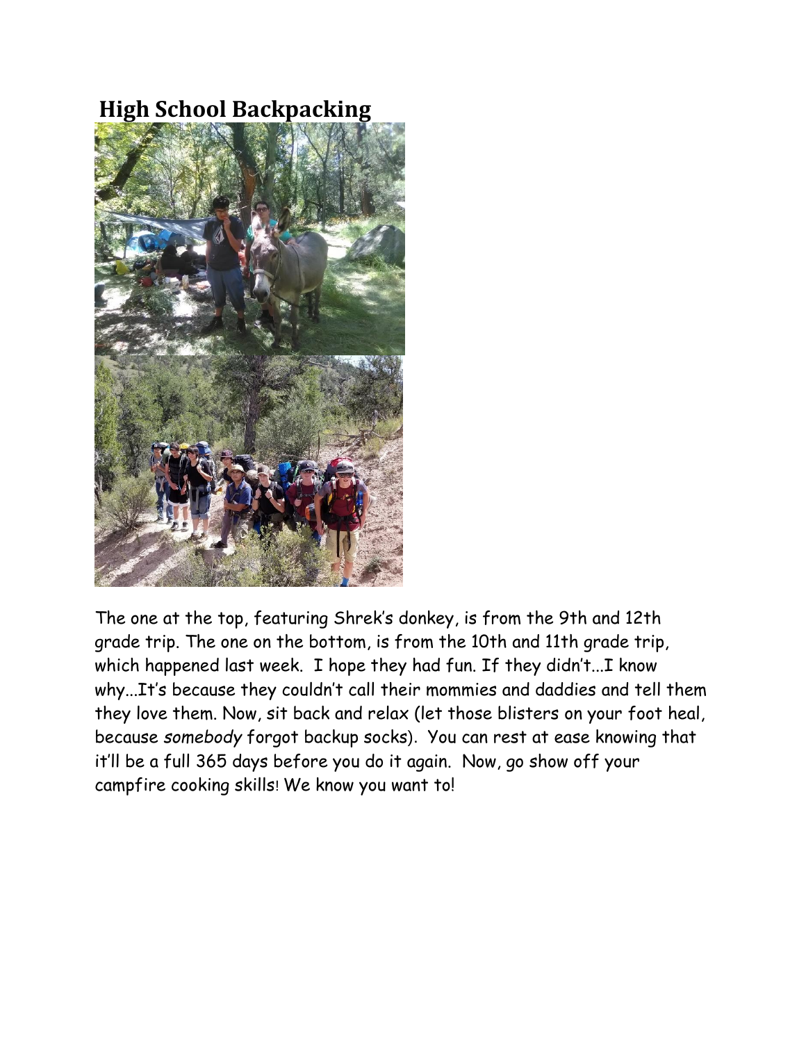## High School Backpacking

The one at the top, featuring Shrek's donkey, is from the 9th and 12th grade trip. The one on the bottom, is from the 10th and 11th grade trip, which happened last week. I hope they had fun. If they didn't...I know why...It's because they couldn't call their mommies and daddies and tell them they love them. Now, sit back and relax (let those blisters on your foot heal, because *somebody* forgot backup socks). You can rest at ease knowing that it'll be a full 365 days before you do it again. Now, go show off your campfire cooking skills! We know you want to!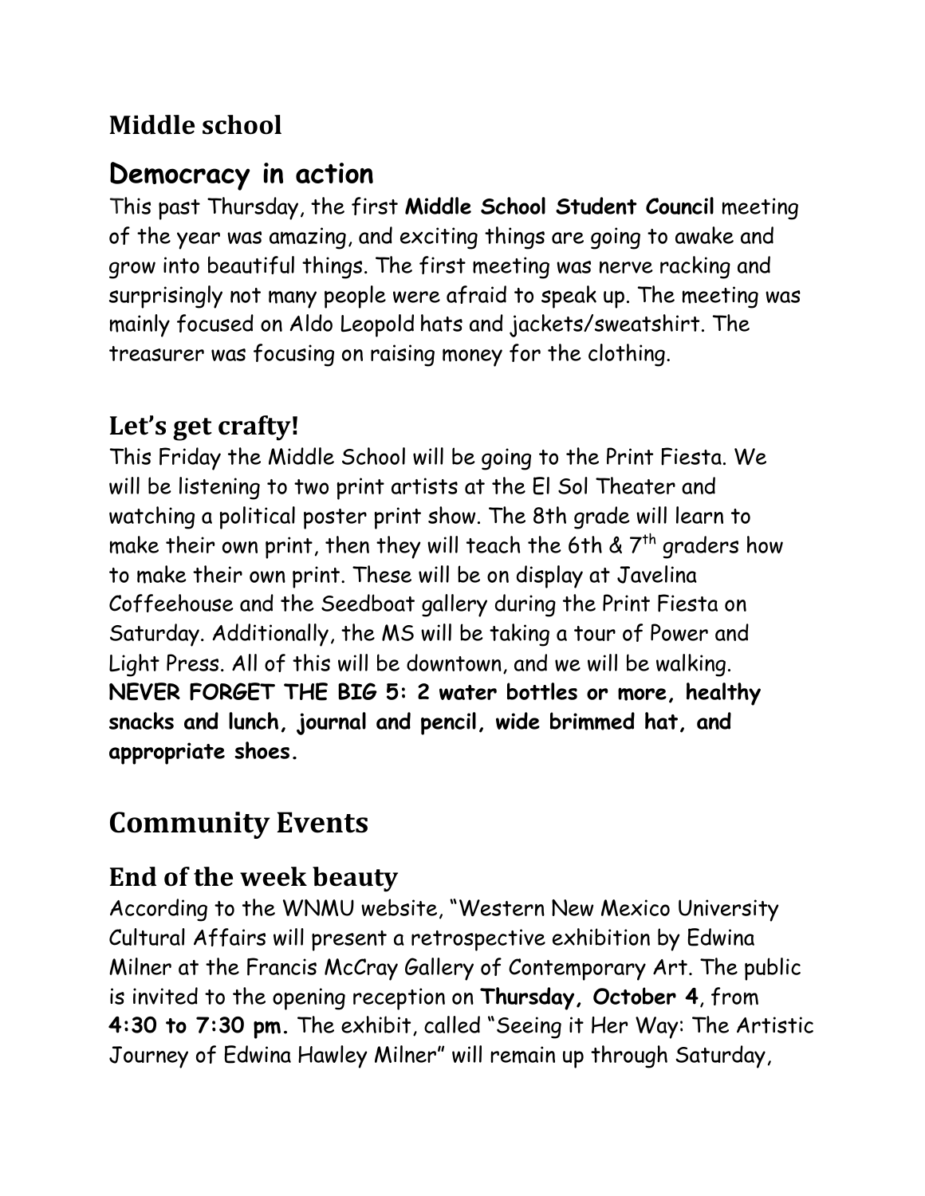## Middle school

## Democracy in action

This past Thursday, the first **Middle School Student Council** meeting of the year was amazing, and exciting things are going to awake and grow into beautiful things. The first meeting was nerve racking and surprisingly not many people were afraid to speak up. The meeting was mainly focused on Aldo Leopold hats and jackets/sweatshirt. The treasurer was focusing on raising money for the clothing.

### Let's get crafty!

This Friday the Middle School will be going to the Print Fiesta. We will be listening to two print artists at the El Sol Theater and watching a political poster print show. The 8th grade will learn to make their own print, then they will teach the 6th & 7th graders how to make their own print. These will be on display at Javelina Coffeehouse and the Seedboat gallery during the Print Fiesta on Saturday. Additionally, the MS will be taking a tour of Power and Light Press. All of this will be downtown, and we will be walking. **NEVER FORGET THE BIG 5: 2 water bottles or more, healthy snacks and lunch, journal and pencil, wide brimmed hat, and appropriate shoes.**

## Community Events

### End of the week beauty

According to the WNMU website, "Western New Mexico University Cultural Affairs will present a retrospective exhibition by Edwina Milner at the Francis McCray Gallery of Contemporary Art. The public is invited to the opening reception on **Thursday, October 4**, from **4:30 to 7:30 pm.** The exhibit, called "Seeing it Her Way: The Artistic Journey of Edwina Hawley Milner" will remain up through Saturday,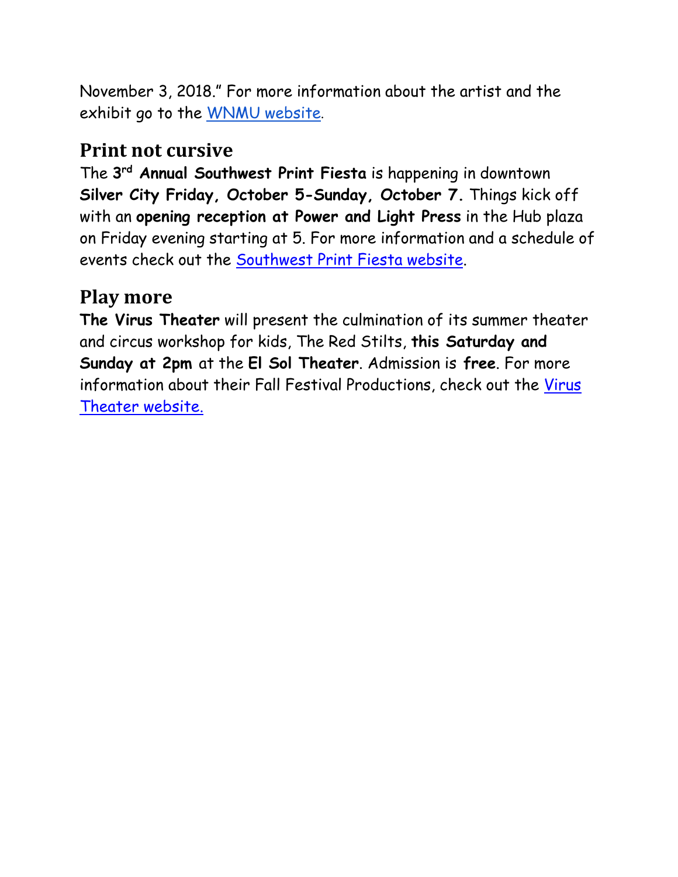November 3, 2018." For more information about the artist and the exhibit go to the WNMU website.

## Print not cursive

The 3rd **Annual Southwest Print Fiesta** is happening in downtown **Silver City Friday, October 5-Sunday, October 7.** Things kick off with an **opening reception at Power and Light Press** in the Hub plaza on Friday evening starting at 5. For more information and a schedule of events check out the Southwest Print Fiesta website.

## Play more

**The Virus Theater** will present the culmination of its summer theater and circus workshop for kids, The Red Stilts, **this Saturday and Sunday at 2pm** at the **El Sol Theater**. Admission is **free**. For more information about their Fall Festival Productions, check out the Virus Theater website.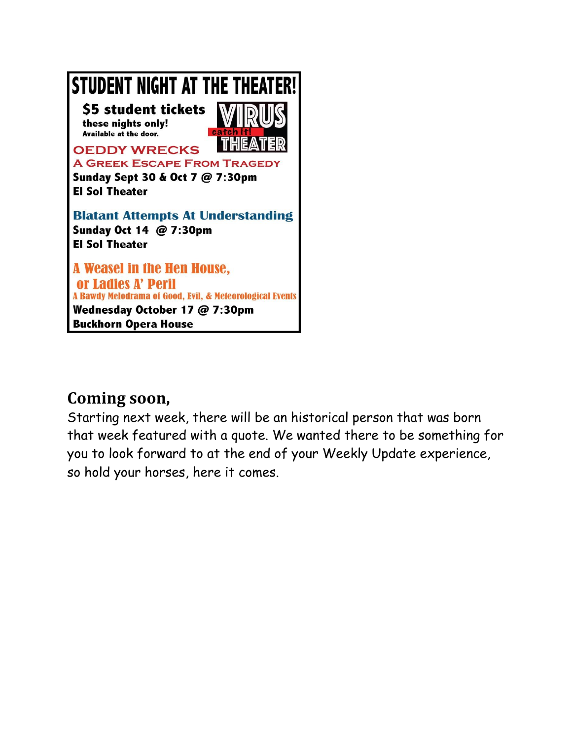# STUDENT NIGHT AT THE THEATER!

**$5 student tickets**
**these nights only!**
**Available at the door.**

VIRUS
catch it!
THEATER

## OEDDY WRECKS

### A Greek Escape From Tragedy

**Sunday Sept 30 & Oct 7 @ 7:30pm**
**El Sol Theater**

## Blatant Attempts At Understanding

**Sunday Oct 14 @ 7:30pm**
**El Sol Theater**

## A Weasel in the Hen House, or Ladies A' Peril

### A Bawdy Melodrama of Good, Evil, & Meteorological Events

**Wednesday October 17 @ 7:30pm**
**Buckhorn Opera House**

## Coming soon,

Starting next week, there will be an historical person that was born that week featured with a quote. We wanted there to be something for you to look forward to at the end of your Weekly Update experience, so hold your horses, here it comes.